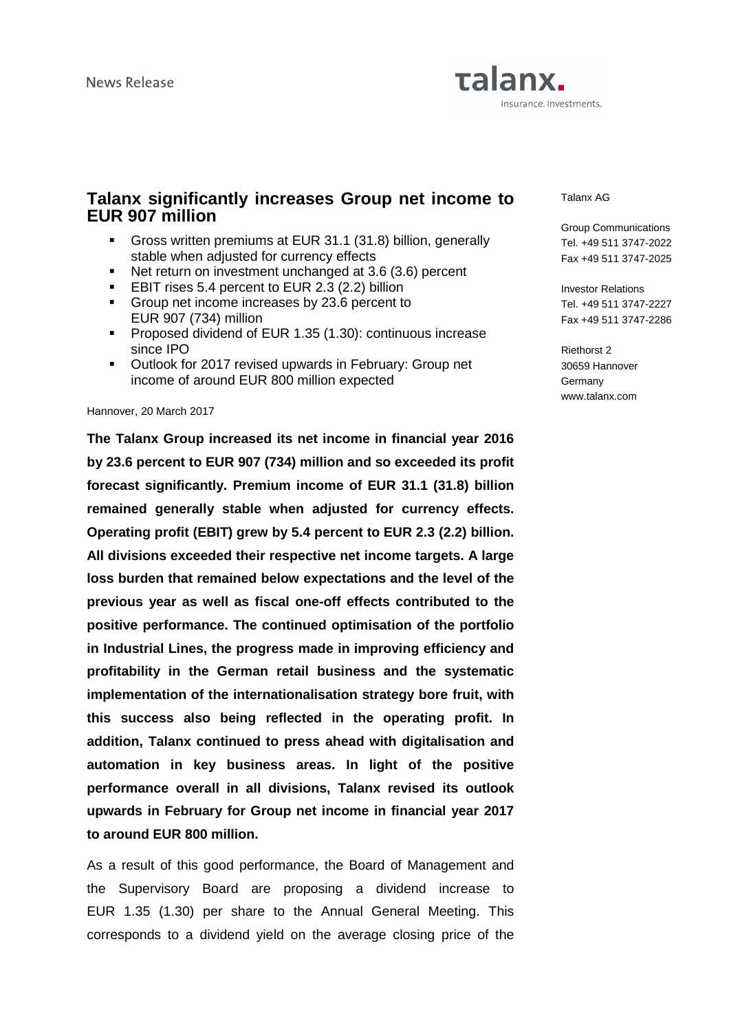News Release

talanx.
Insurance. Investments.

Talanx AG

Group Communications
Tel. +49 511 3747-2022
Fax +49 511 3747-2025

Investor Relations
Tel. +49 511 3747-2227
Fax +49 511 3747-2286

Riethorst 2
30659 Hannover
Germany
www.talanx.com

# Talanx significantly increases Group net income to EUR 907 million

- Gross written premiums at EUR 31.1 (31.8) billion, generally stable when adjusted for currency effects
- Net return on investment unchanged at 3.6 (3.6) percent
- EBIT rises 5.4 percent to EUR 2.3 (2.2) billion
- Group net income increases by 23.6 percent to EUR 907 (734) million
- Proposed dividend of EUR 1.35 (1.30): continuous increase since IPO
- Outlook for 2017 revised upwards in February: Group net income of around EUR 800 million expected

Hannover, 20 March 2017

**The Talanx Group increased its net income in financial year 2016 by 23.6 percent to EUR 907 (734) million and so exceeded its profit forecast significantly. Premium income of EUR 31.1 (31.8) billion remained generally stable when adjusted for currency effects. Operating profit (EBIT) grew by 5.4 percent to EUR 2.3 (2.2) billion. All divisions exceeded their respective net income targets. A large loss burden that remained below expectations and the level of the previous year as well as fiscal one-off effects contributed to the positive performance. The continued optimisation of the portfolio in Industrial Lines, the progress made in improving efficiency and profitability in the German retail business and the systematic implementation of the internationalisation strategy bore fruit, with this success also being reflected in the operating profit. In addition, Talanx continued to press ahead with digitalisation and automation in key business areas. In light of the positive performance overall in all divisions, Talanx revised its outlook upwards in February for Group net income in financial year 2017 to around EUR 800 million.**

As a result of this good performance, the Board of Management and the Supervisory Board are proposing a dividend increase to EUR 1.35 (1.30) per share to the Annual General Meeting. This corresponds to a dividend yield on the average closing price of the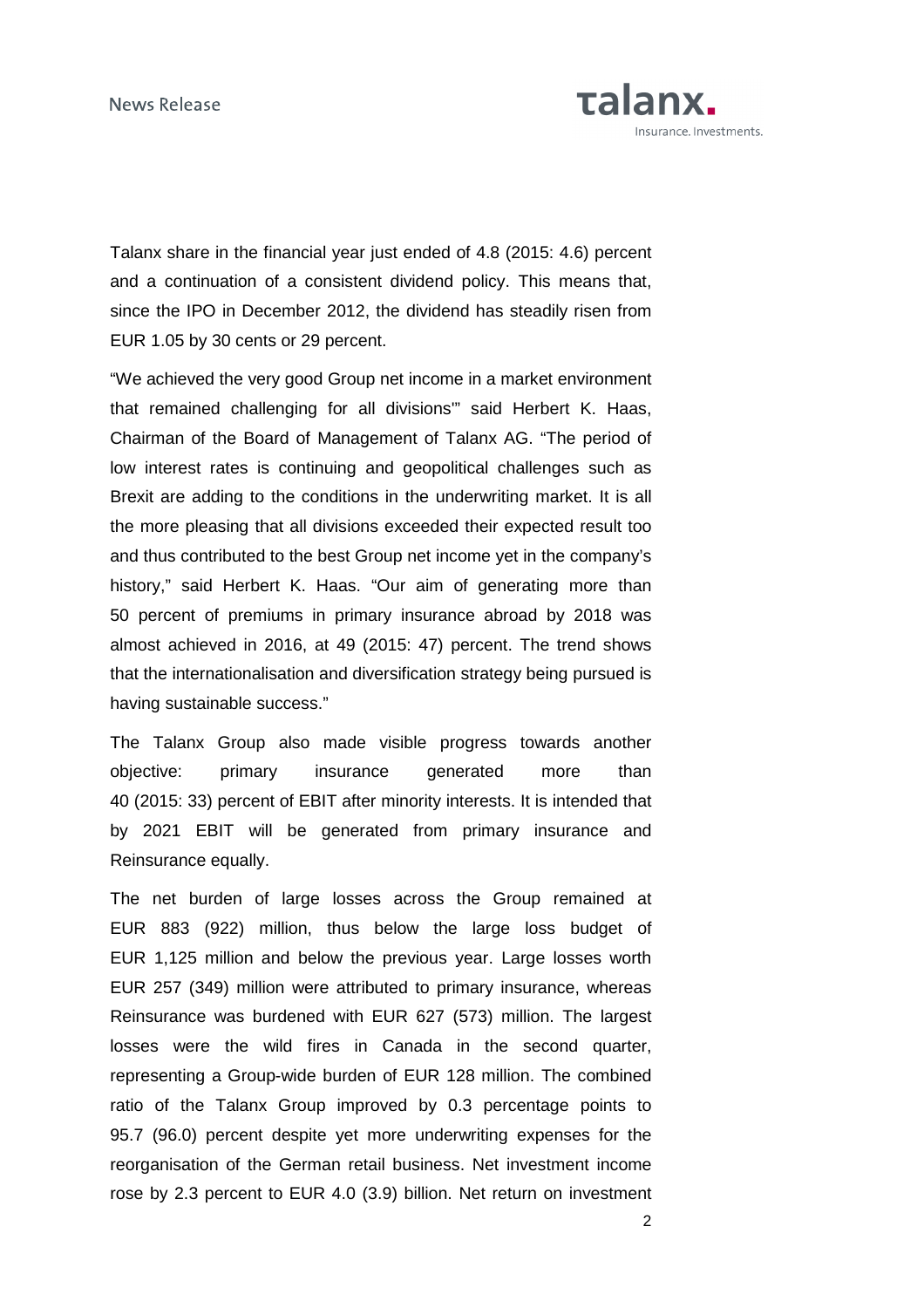Talanx share in the financial year just ended of 4.8 (2015: 4.6) percent and a continuation of a consistent dividend policy. This means that, since the IPO in December 2012, the dividend has steadily risen from EUR 1.05 by 30 cents or 29 percent.

"We achieved the very good Group net income in a market environment that remained challenging for all divisions'" said Herbert K. Haas, Chairman of the Board of Management of Talanx AG. "The period of low interest rates is continuing and geopolitical challenges such as Brexit are adding to the conditions in the underwriting market. It is all the more pleasing that all divisions exceeded their expected result too and thus contributed to the best Group net income yet in the company's history," said Herbert K. Haas. "Our aim of generating more than 50 percent of premiums in primary insurance abroad by 2018 was almost achieved in 2016, at 49 (2015: 47) percent. The trend shows that the internationalisation and diversification strategy being pursued is having sustainable success."

The Talanx Group also made visible progress towards another objective: primary insurance generated more than 40 (2015: 33) percent of EBIT after minority interests. It is intended that by 2021 EBIT will be generated from primary insurance and Reinsurance equally.

The net burden of large losses across the Group remained at EUR 883 (922) million, thus below the large loss budget of EUR 1,125 million and below the previous year. Large losses worth EUR 257 (349) million were attributed to primary insurance, whereas Reinsurance was burdened with EUR 627 (573) million. The largest losses were the wild fires in Canada in the second quarter, representing a Group-wide burden of EUR 128 million. The combined ratio of the Talanx Group improved by 0.3 percentage points to 95.7 (96.0) percent despite yet more underwriting expenses for the reorganisation of the German retail business. Net investment income rose by 2.3 percent to EUR 4.0 (3.9) billion. Net return on investment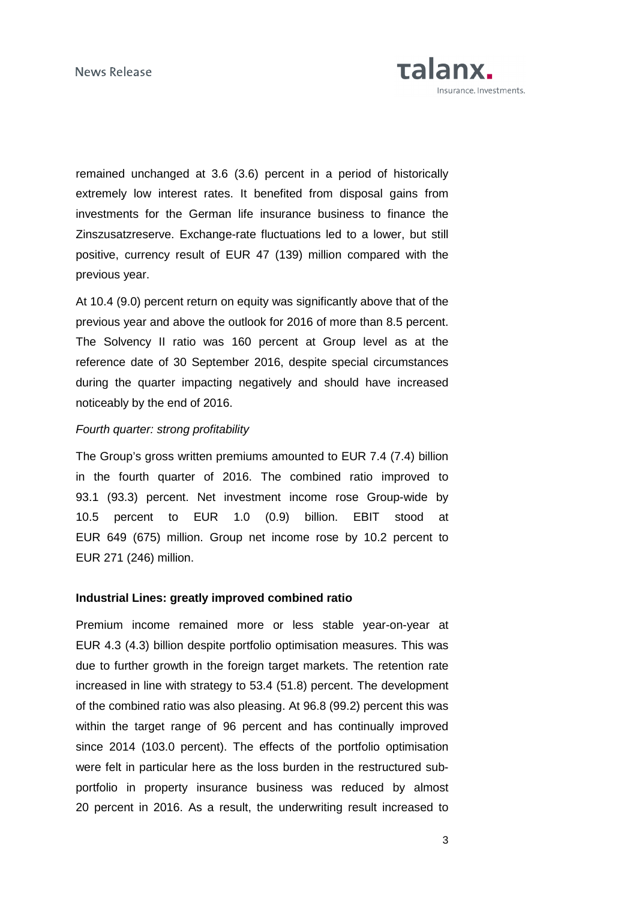remained unchanged at 3.6 (3.6) percent in a period of historically extremely low interest rates. It benefited from disposal gains from investments for the German life insurance business to finance the Zinszusatzreserve. Exchange-rate fluctuations led to a lower, but still positive, currency result of EUR 47 (139) million compared with the previous year.

At 10.4 (9.0) percent return on equity was significantly above that of the previous year and above the outlook for 2016 of more than 8.5 percent. The Solvency II ratio was 160 percent at Group level as at the reference date of 30 September 2016, despite special circumstances during the quarter impacting negatively and should have increased noticeably by the end of 2016.

*Fourth quarter: strong profitability*

The Group's gross written premiums amounted to EUR 7.4 (7.4) billion in the fourth quarter of 2016. The combined ratio improved to 93.1 (93.3) percent. Net investment income rose Group-wide by 10.5 percent to EUR 1.0 (0.9) billion. EBIT stood at EUR 649 (675) million. Group net income rose by 10.2 percent to EUR 271 (246) million.

**Industrial Lines: greatly improved combined ratio**

Premium income remained more or less stable year-on-year at EUR 4.3 (4.3) billion despite portfolio optimisation measures. This was due to further growth in the foreign target markets. The retention rate increased in line with strategy to 53.4 (51.8) percent. The development of the combined ratio was also pleasing. At 96.8 (99.2) percent this was within the target range of 96 percent and has continually improved since 2014 (103.0 percent). The effects of the portfolio optimisation were felt in particular here as the loss burden in the restructured sub-portfolio in property insurance business was reduced by almost 20 percent in 2016. As a result, the underwriting result increased to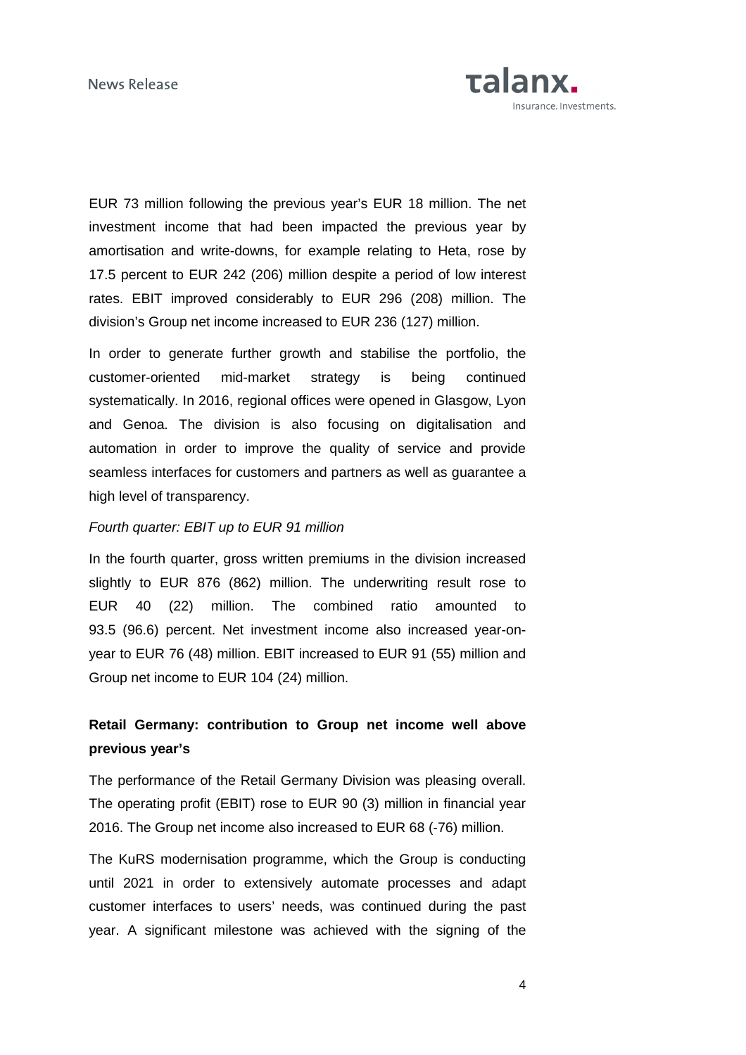EUR 73 million following the previous year's EUR 18 million. The net investment income that had been impacted the previous year by amortisation and write-downs, for example relating to Heta, rose by 17.5 percent to EUR 242 (206) million despite a period of low interest rates. EBIT improved considerably to EUR 296 (208) million. The division's Group net income increased to EUR 236 (127) million.

In order to generate further growth and stabilise the portfolio, the customer-oriented mid-market strategy is being continued systematically. In 2016, regional offices were opened in Glasgow, Lyon and Genoa. The division is also focusing on digitalisation and automation in order to improve the quality of service and provide seamless interfaces for customers and partners as well as guarantee a high level of transparency.

*Fourth quarter: EBIT up to EUR 91 million*

In the fourth quarter, gross written premiums in the division increased slightly to EUR 876 (862) million. The underwriting result rose to EUR 40 (22) million. The combined ratio amounted to 93.5 (96.6) percent. Net investment income also increased year-on-year to EUR 76 (48) million. EBIT increased to EUR 91 (55) million and Group net income to EUR 104 (24) million.

**Retail Germany: contribution to Group net income well above previous year's**

The performance of the Retail Germany Division was pleasing overall. The operating profit (EBIT) rose to EUR 90 (3) million in financial year 2016. The Group net income also increased to EUR 68 (-76) million.

The KuRS modernisation programme, which the Group is conducting until 2021 in order to extensively automate processes and adapt customer interfaces to users' needs, was continued during the past year. A significant milestone was achieved with the signing of the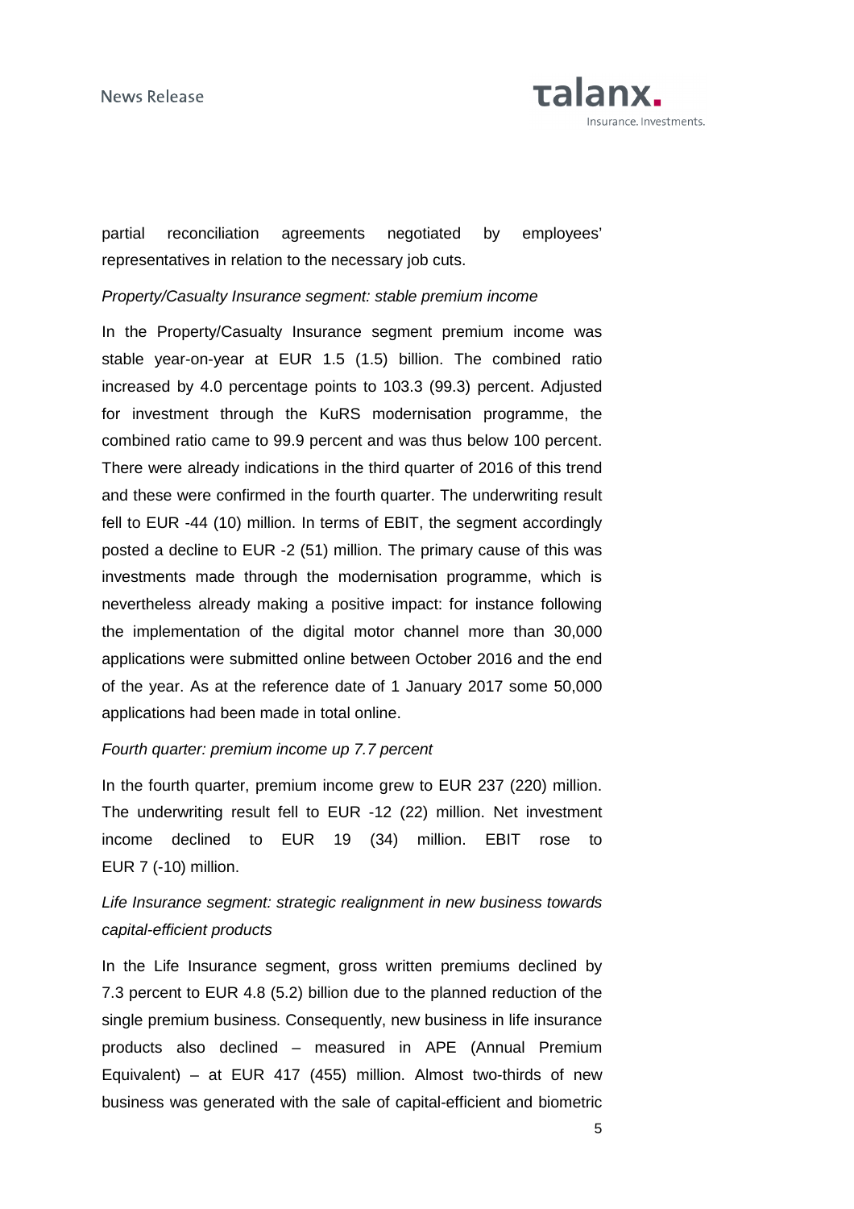partial reconciliation agreements negotiated by employees' representatives in relation to the necessary job cuts.

*Property/Casualty Insurance segment: stable premium income*

In the Property/Casualty Insurance segment premium income was stable year-on-year at EUR 1.5 (1.5) billion. The combined ratio increased by 4.0 percentage points to 103.3 (99.3) percent. Adjusted for investment through the KuRS modernisation programme, the combined ratio came to 99.9 percent and was thus below 100 percent. There were already indications in the third quarter of 2016 of this trend and these were confirmed in the fourth quarter. The underwriting result fell to EUR -44 (10) million. In terms of EBIT, the segment accordingly posted a decline to EUR -2 (51) million. The primary cause of this was investments made through the modernisation programme, which is nevertheless already making a positive impact: for instance following the implementation of the digital motor channel more than 30,000 applications were submitted online between October 2016 and the end of the year. As at the reference date of 1 January 2017 some 50,000 applications had been made in total online.

*Fourth quarter: premium income up 7.7 percent*

In the fourth quarter, premium income grew to EUR 237 (220) million. The underwriting result fell to EUR -12 (22) million. Net investment income declined to EUR 19 (34) million. EBIT rose to EUR 7 (-10) million.

*Life Insurance segment: strategic realignment in new business towards capital-efficient products*

In the Life Insurance segment, gross written premiums declined by 7.3 percent to EUR 4.8 (5.2) billion due to the planned reduction of the single premium business. Consequently, new business in life insurance products also declined – measured in APE (Annual Premium Equivalent) – at EUR 417 (455) million. Almost two-thirds of new business was generated with the sale of capital-efficient and biometric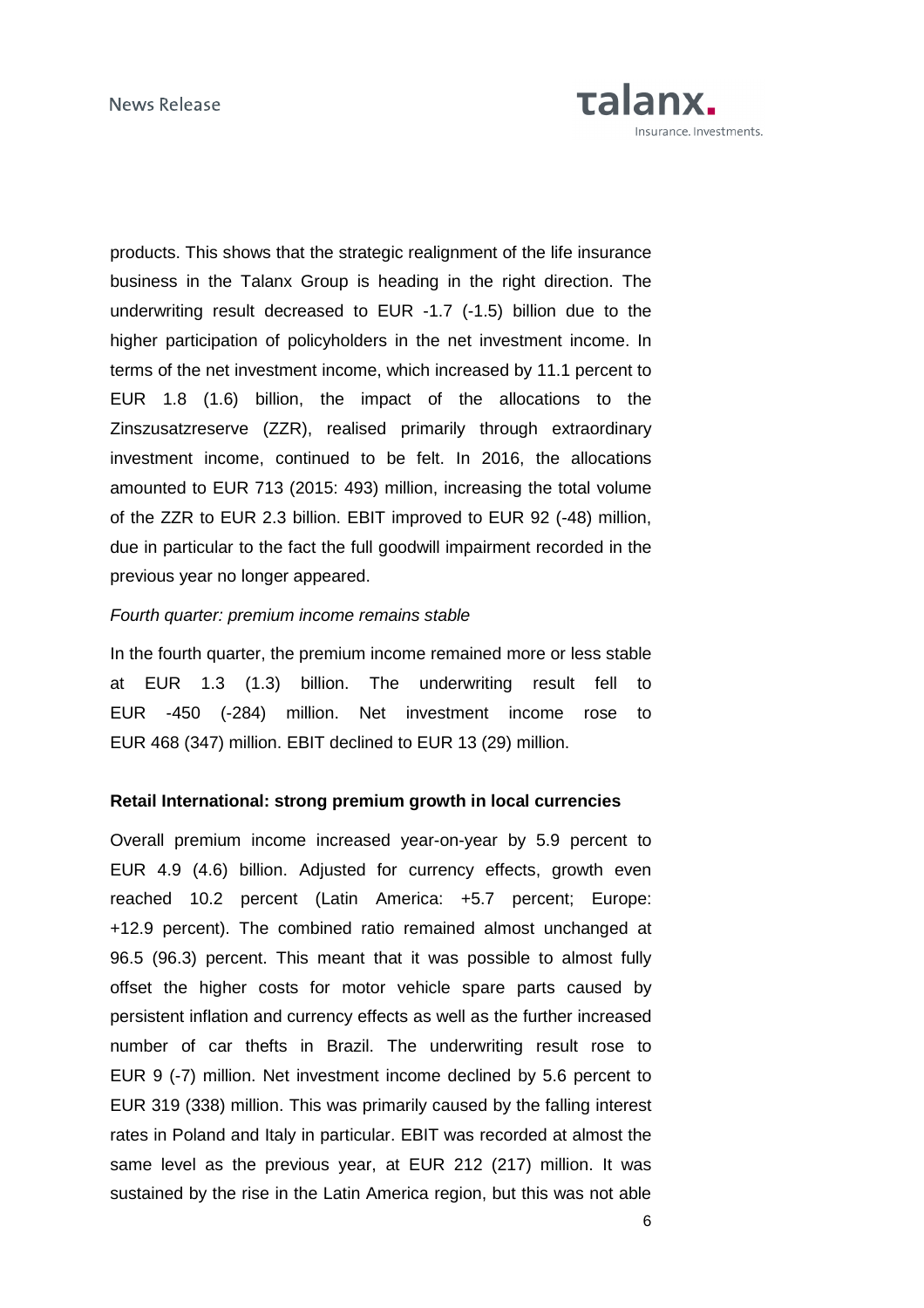products. This shows that the strategic realignment of the life insurance business in the Talanx Group is heading in the right direction. The underwriting result decreased to EUR -1.7 (-1.5) billion due to the higher participation of policyholders in the net investment income. In terms of the net investment income, which increased by 11.1 percent to EUR 1.8 (1.6) billion, the impact of the allocations to the Zinszusatzreserve (ZZR), realised primarily through extraordinary investment income, continued to be felt. In 2016, the allocations amounted to EUR 713 (2015: 493) million, increasing the total volume of the ZZR to EUR 2.3 billion. EBIT improved to EUR 92 (-48) million, due in particular to the fact the full goodwill impairment recorded in the previous year no longer appeared.

*Fourth quarter: premium income remains stable*

In the fourth quarter, the premium income remained more or less stable at EUR 1.3 (1.3) billion. The underwriting result fell to EUR -450 (-284) million. Net investment income rose to EUR 468 (347) million. EBIT declined to EUR 13 (29) million.

**Retail International: strong premium growth in local currencies**

Overall premium income increased year-on-year by 5.9 percent to EUR 4.9 (4.6) billion. Adjusted for currency effects, growth even reached 10.2 percent (Latin America: +5.7 percent; Europe: +12.9 percent). The combined ratio remained almost unchanged at 96.5 (96.3) percent. This meant that it was possible to almost fully offset the higher costs for motor vehicle spare parts caused by persistent inflation and currency effects as well as the further increased number of car thefts in Brazil. The underwriting result rose to EUR 9 (-7) million. Net investment income declined by 5.6 percent to EUR 319 (338) million. This was primarily caused by the falling interest rates in Poland and Italy in particular. EBIT was recorded at almost the same level as the previous year, at EUR 212 (217) million. It was sustained by the rise in the Latin America region, but this was not able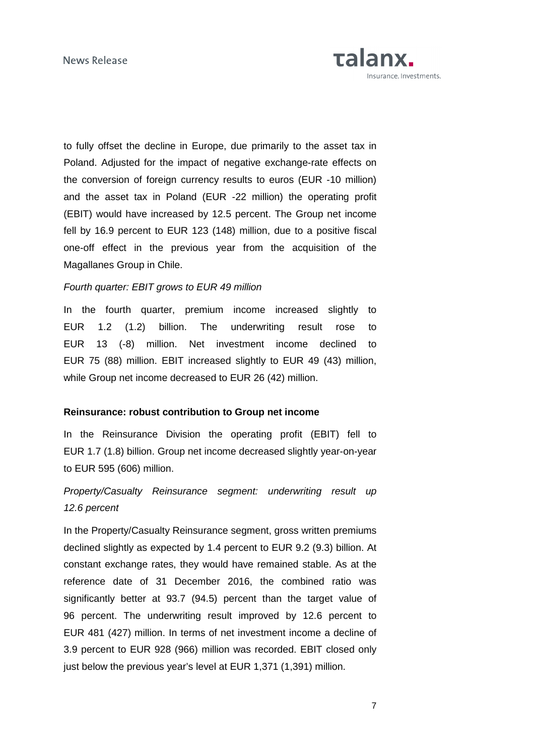to fully offset the decline in Europe, due primarily to the asset tax in Poland. Adjusted for the impact of negative exchange-rate effects on the conversion of foreign currency results to euros (EUR -10 million) and the asset tax in Poland (EUR -22 million) the operating profit (EBIT) would have increased by 12.5 percent. The Group net income fell by 16.9 percent to EUR 123 (148) million, due to a positive fiscal one-off effect in the previous year from the acquisition of the Magallanes Group in Chile.

*Fourth quarter: EBIT grows to EUR 49 million*

In the fourth quarter, premium income increased slightly to EUR 1.2 (1.2) billion. The underwriting result rose to EUR 13 (-8) million. Net investment income declined to EUR 75 (88) million. EBIT increased slightly to EUR 49 (43) million, while Group net income decreased to EUR 26 (42) million.

**Reinsurance: robust contribution to Group net income**

In the Reinsurance Division the operating profit (EBIT) fell to EUR 1.7 (1.8) billion. Group net income decreased slightly year-on-year to EUR 595 (606) million.

*Property/Casualty Reinsurance segment: underwriting result up 12.6 percent*

In the Property/Casualty Reinsurance segment, gross written premiums declined slightly as expected by 1.4 percent to EUR 9.2 (9.3) billion. At constant exchange rates, they would have remained stable. As at the reference date of 31 December 2016, the combined ratio was significantly better at 93.7 (94.5) percent than the target value of 96 percent. The underwriting result improved by 12.6 percent to EUR 481 (427) million. In terms of net investment income a decline of 3.9 percent to EUR 928 (966) million was recorded. EBIT closed only just below the previous year's level at EUR 1,371 (1,391) million.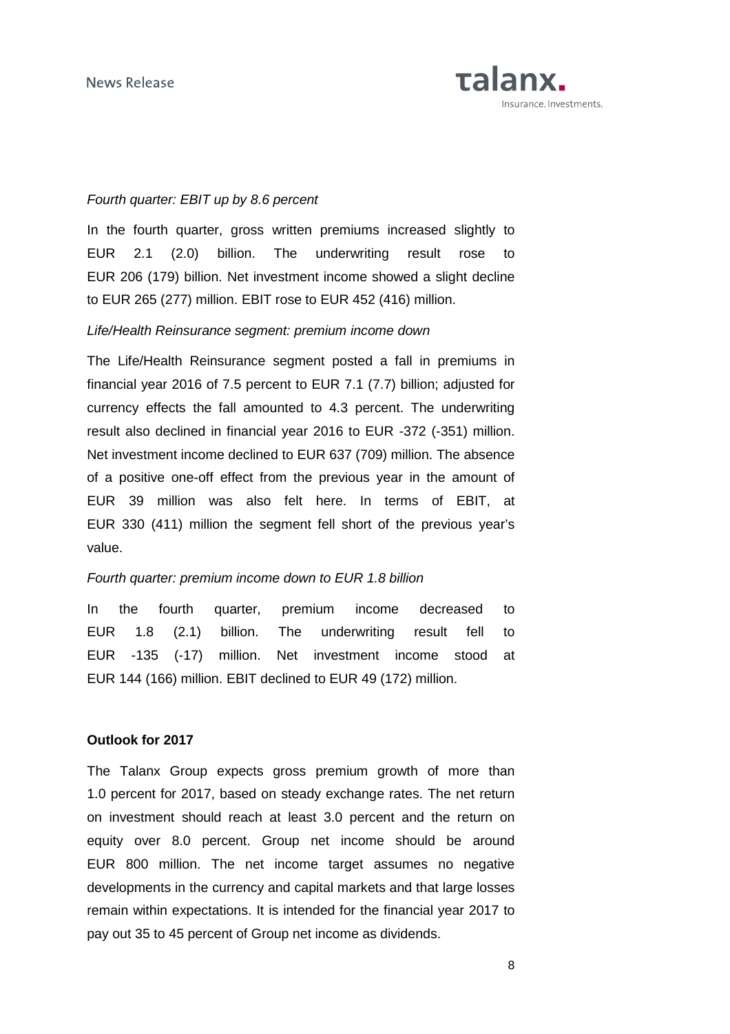*Fourth quarter: EBIT up by 8.6 percent*

In the fourth quarter, gross written premiums increased slightly to EUR 2.1 (2.0) billion. The underwriting result rose to EUR 206 (179) billion. Net investment income showed a slight decline to EUR 265 (277) million. EBIT rose to EUR 452 (416) million.

*Life/Health Reinsurance segment: premium income down*

The Life/Health Reinsurance segment posted a fall in premiums in financial year 2016 of 7.5 percent to EUR 7.1 (7.7) billion; adjusted for currency effects the fall amounted to 4.3 percent. The underwriting result also declined in financial year 2016 to EUR -372 (-351) million. Net investment income declined to EUR 637 (709) million. The absence of a positive one-off effect from the previous year in the amount of EUR 39 million was also felt here. In terms of EBIT, at EUR 330 (411) million the segment fell short of the previous year's value.

*Fourth quarter: premium income down to EUR 1.8 billion*

In the fourth quarter, premium income decreased to EUR 1.8 (2.1) billion. The underwriting result fell to EUR -135 (-17) million. Net investment income stood at EUR 144 (166) million. EBIT declined to EUR 49 (172) million.

**Outlook for 2017**

The Talanx Group expects gross premium growth of more than 1.0 percent for 2017, based on steady exchange rates. The net return on investment should reach at least 3.0 percent and the return on equity over 8.0 percent. Group net income should be around EUR 800 million. The net income target assumes no negative developments in the currency and capital markets and that large losses remain within expectations. It is intended for the financial year 2017 to pay out 35 to 45 percent of Group net income as dividends.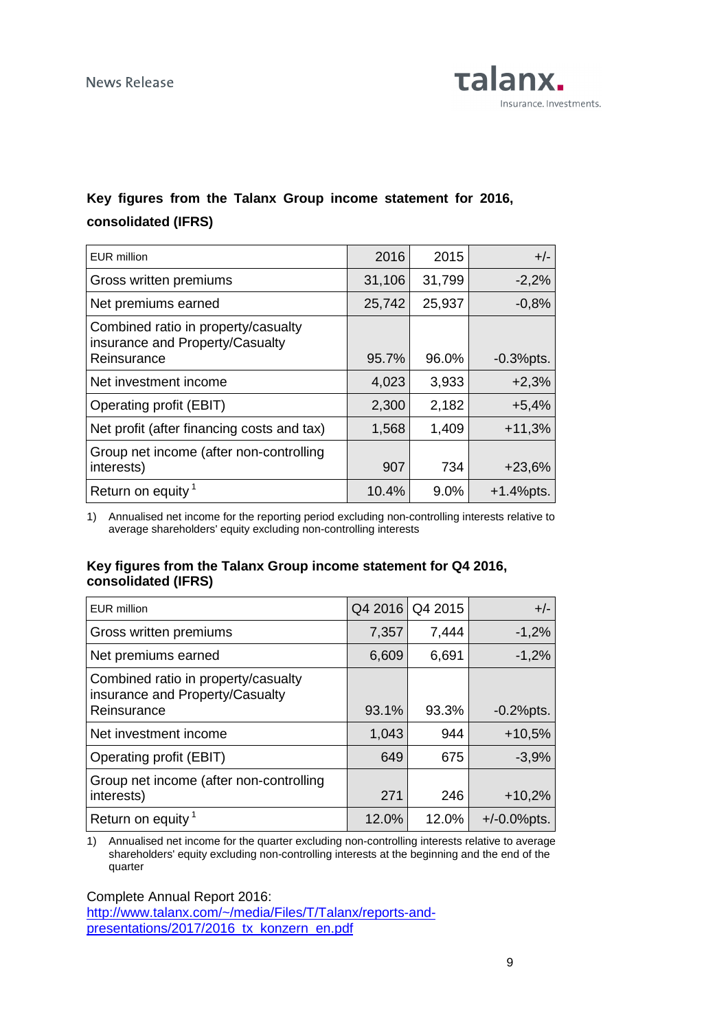**Key figures from the Talanx Group income statement for 2016, consolidated (IFRS)**

| EUR million | 2016 | 2015 | +/- |
|---|---|---|---|
| Gross written premiums | 31,106 | 31,799 | -2,2% |
| Net premiums earned | 25,742 | 25,937 | -0,8% |
| Combined ratio in property/casualty insurance and Property/Casualty Reinsurance | 95.7% | 96.0% | -0.3%pts. |
| Net investment income | 4,023 | 3,933 | +2,3% |
| Operating profit (EBIT) | 2,300 | 2,182 | +5,4% |
| Net profit (after financing costs and tax) | 1,568 | 1,409 | +11,3% |
| Group net income (after non-controlling interests) | 907 | 734 | +23,6% |
| Return on equity [1] | 10.4% | 9.0% | +1.4%pts. |

1) Annualised net income for the reporting period excluding non-controlling interests relative to average shareholders' equity excluding non-controlling interests

**Key figures from the Talanx Group income statement for Q4 2016, consolidated (IFRS)**

| EUR million | Q4 2016 | Q4 2015 | +/- |
|---|---|---|---|
| Gross written premiums | 7,357 | 7,444 | -1,2% |
| Net premiums earned | 6,609 | 6,691 | -1,2% |
| Combined ratio in property/casualty insurance and Property/Casualty Reinsurance | 93.1% | 93.3% | -0.2%pts. |
| Net investment income | 1,043 | 944 | +10,5% |
| Operating profit (EBIT) | 649 | 675 | -3,9% |
| Group net income (after non-controlling interests) | 271 | 246 | +10,2% |
| Return on equity [1] | 12.0% | 12.0% | +/-0.0%pts. |

1) Annualised net income for the quarter excluding non-controlling interests relative to average shareholders' equity excluding non-controlling interests at the beginning and the end of the quarter

Complete Annual Report 2016:
http://www.talanx.com/~/media/Files/T/Talanx/reports-and-presentations/2017/2016_tx_konzern_en.pdf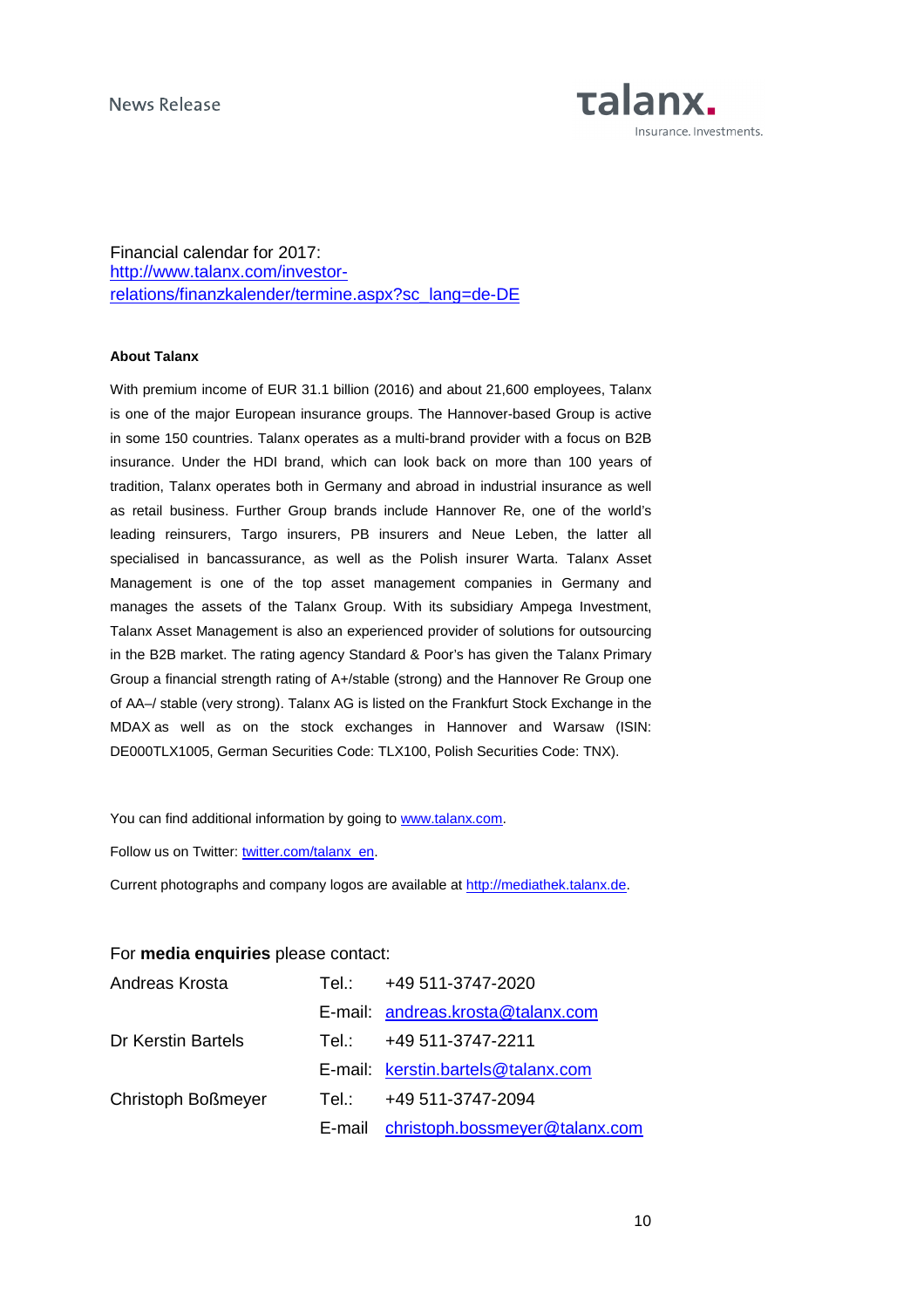Financial calendar for 2017:
[http://www.talanx.com/investor-relations/finanzkalender/termine.aspx?sc_lang=de-DE](http://www.talanx.com/investor-relations/finanzkalender/termine.aspx?sc_lang=de-DE)

**About Talanx**

With premium income of EUR 31.1 billion (2016) and about 21,600 employees, Talanx is one of the major European insurance groups. The Hannover-based Group is active in some 150 countries. Talanx operates as a multi-brand provider with a focus on B2B insurance. Under the HDI brand, which can look back on more than 100 years of tradition, Talanx operates both in Germany and abroad in industrial insurance as well as retail business. Further Group brands include Hannover Re, one of the world's leading reinsurers, Targo insurers, PB insurers and Neue Leben, the latter all specialised in bancassurance, as well as the Polish insurer Warta. Talanx Asset Management is one of the top asset management companies in Germany and manages the assets of the Talanx Group. With its subsidiary Ampega Investment, Talanx Asset Management is also an experienced provider of solutions for outsourcing in the B2B market. The rating agency Standard & Poor's has given the Talanx Primary Group a financial strength rating of A+/stable (strong) and the Hannover Re Group one of AA–/ stable (very strong). Talanx AG is listed on the Frankfurt Stock Exchange in the MDAX as well as on the stock exchanges in Hannover and Warsaw (ISIN: DE000TLX1005, German Securities Code: TLX100, Polish Securities Code: TNX).

You can find additional information by going to [www.talanx.com](http://www.talanx.com).

Follow us on Twitter: [twitter.com/talanx_en](https://twitter.com/talanx_en).

Current photographs and company logos are available at [http://mediathek.talanx.de](http://mediathek.talanx.de).

For **media enquiries** please contact:

| | | |
|---|---|---|
| Andreas Krosta | Tel.: | +49 511-3747-2020 |
| | E-mail: | andreas.krosta@talanx.com |
| Dr Kerstin Bartels | Tel.: | +49 511-3747-2211 |
| | E-mail: | kerstin.bartels@talanx.com |
| Christoph Boßmeyer | Tel.: | +49 511-3747-2094 |
| | E-mail | christoph.bossmeyer@talanx.com |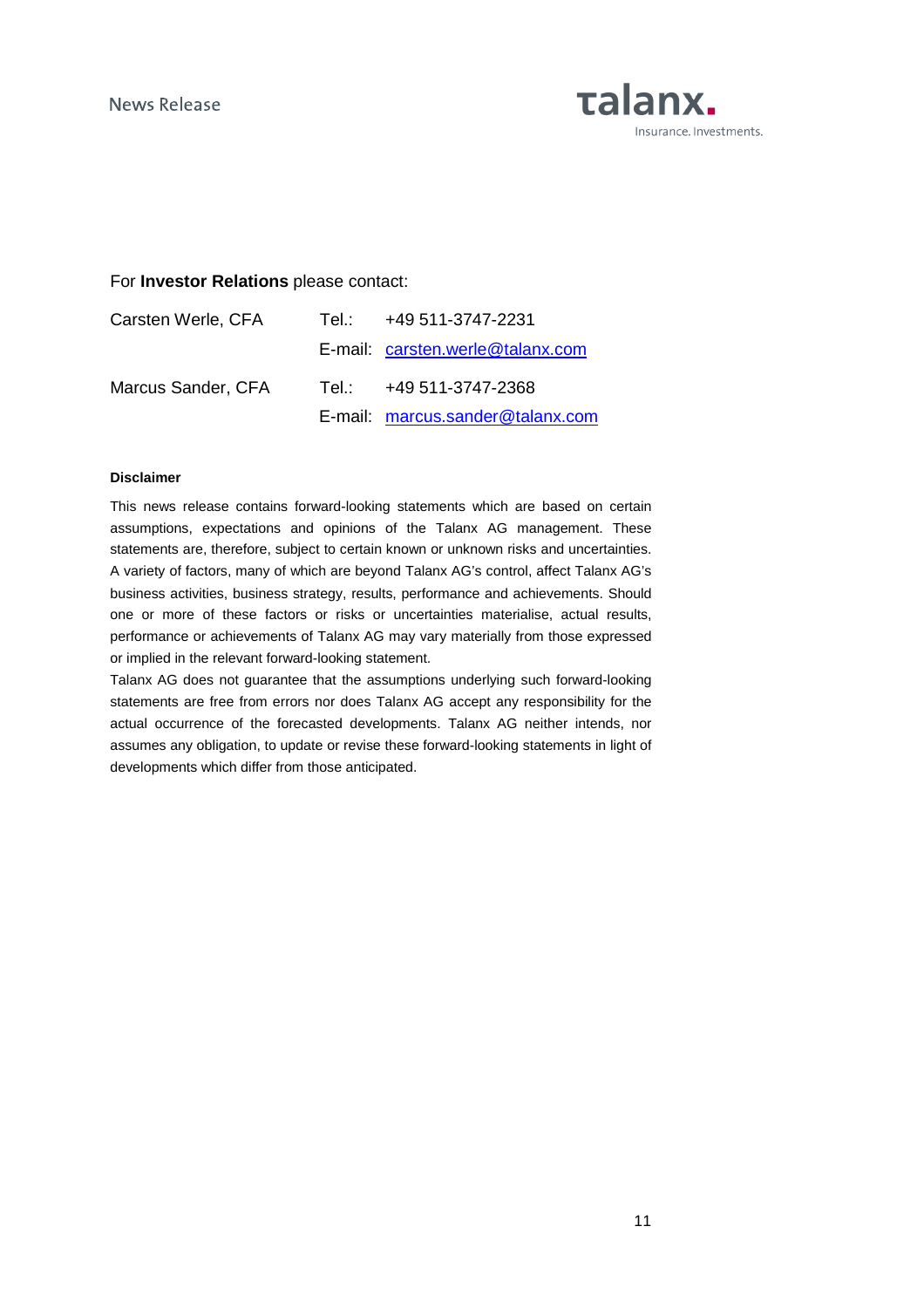For **Investor Relations** please contact:

| | | |
|---|---|---|
| Carsten Werle, CFA | Tel.: | +49 511-3747-2231 |
| | E-mail: | carsten.werle@talanx.com |
| Marcus Sander, CFA | Tel.: | +49 511-3747-2368 |
| | E-mail: | marcus.sander@talanx.com |

**Disclaimer**

This news release contains forward-looking statements which are based on certain assumptions, expectations and opinions of the Talanx AG management. These statements are, therefore, subject to certain known or unknown risks and uncertainties. A variety of factors, many of which are beyond Talanx AG's control, affect Talanx AG's business activities, business strategy, results, performance and achievements. Should one or more of these factors or risks or uncertainties materialise, actual results, performance or achievements of Talanx AG may vary materially from those expressed or implied in the relevant forward-looking statement.

Talanx AG does not guarantee that the assumptions underlying such forward-looking statements are free from errors nor does Talanx AG accept any responsibility for the actual occurrence of the forecasted developments. Talanx AG neither intends, nor assumes any obligation, to update or revise these forward-looking statements in light of developments which differ from those anticipated.